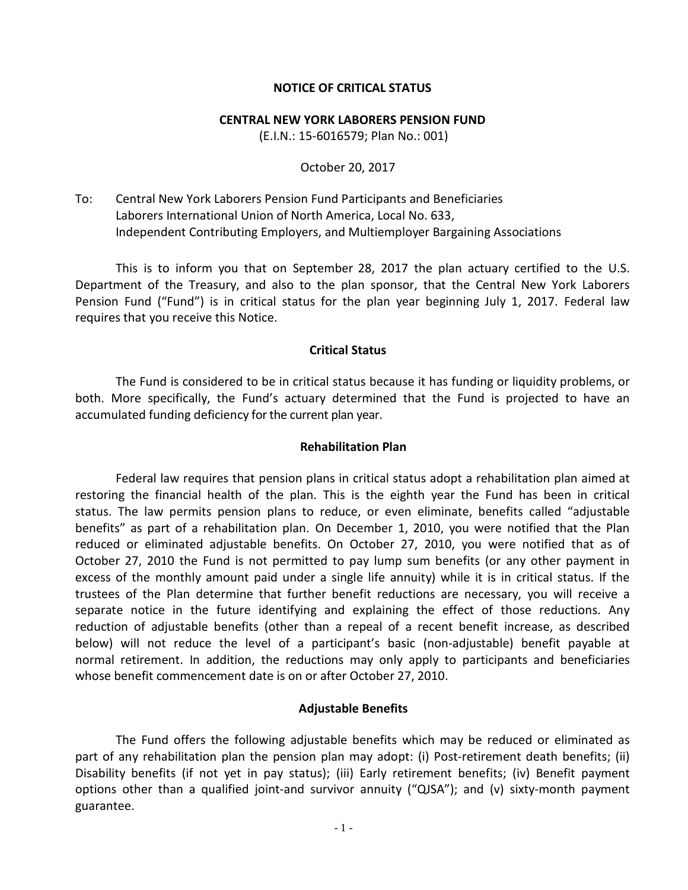# NOTICE OF CRITICAL STATUS

## CENTRAL NEW YORK LABORERS PENSION FUND

(E.I.N.: 15-6016579; Plan No.: 001)

October 20, 2017

To: Central New York Laborers Pension Fund Participants and Beneficiaries
Laborers International Union of North America, Local No. 633,
Independent Contributing Employers, and Multiemployer Bargaining Associations

This is to inform you that on September 28, 2017 the plan actuary certified to the U.S. Department of the Treasury, and also to the plan sponsor, that the Central New York Laborers Pension Fund ("Fund") is in critical status for the plan year beginning July 1, 2017. Federal law requires that you receive this Notice.

### Critical Status

The Fund is considered to be in critical status because it has funding or liquidity problems, or both. More specifically, the Fund's actuary determined that the Fund is projected to have an accumulated funding deficiency for the current plan year.

### Rehabilitation Plan

Federal law requires that pension plans in critical status adopt a rehabilitation plan aimed at restoring the financial health of the plan. This is the eighth year the Fund has been in critical status. The law permits pension plans to reduce, or even eliminate, benefits called "adjustable benefits" as part of a rehabilitation plan. On December 1, 2010, you were notified that the Plan reduced or eliminated adjustable benefits. On October 27, 2010, you were notified that as of October 27, 2010 the Fund is not permitted to pay lump sum benefits (or any other payment in excess of the monthly amount paid under a single life annuity) while it is in critical status. If the trustees of the Plan determine that further benefit reductions are necessary, you will receive a separate notice in the future identifying and explaining the effect of those reductions. Any reduction of adjustable benefits (other than a repeal of a recent benefit increase, as described below) will not reduce the level of a participant's basic (non-adjustable) benefit payable at normal retirement. In addition, the reductions may only apply to participants and beneficiaries whose benefit commencement date is on or after October 27, 2010.

### Adjustable Benefits

The Fund offers the following adjustable benefits which may be reduced or eliminated as part of any rehabilitation plan the pension plan may adopt: (i) Post-retirement death benefits; (ii) Disability benefits (if not yet in pay status); (iii) Early retirement benefits; (iv) Benefit payment options other than a qualified joint-and survivor annuity ("QJSA"); and (v) sixty-month payment guarantee.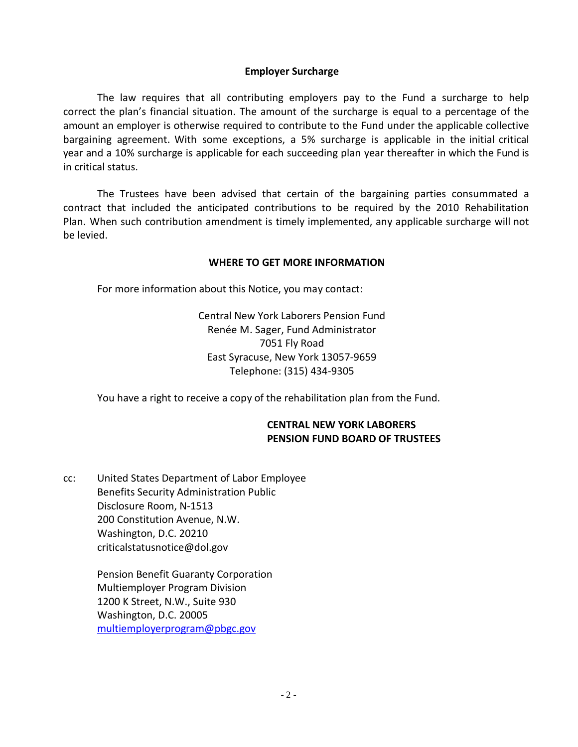## Employer Surcharge

The law requires that all contributing employers pay to the Fund a surcharge to help correct the plan's financial situation. The amount of the surcharge is equal to a percentage of the amount an employer is otherwise required to contribute to the Fund under the applicable collective bargaining agreement. With some exceptions, a 5% surcharge is applicable in the initial critical year and a 10% surcharge is applicable for each succeeding plan year thereafter in which the Fund is in critical status.

The Trustees have been advised that certain of the bargaining parties consummated a contract that included the anticipated contributions to be required by the 2010 Rehabilitation Plan. When such contribution amendment is timely implemented, any applicable surcharge will not be levied.

## WHERE TO GET MORE INFORMATION

For more information about this Notice, you may contact:

Central New York Laborers Pension Fund
Renée M. Sager, Fund Administrator
7051 Fly Road
East Syracuse, New York 13057-9659
Telephone: (315) 434-9305

You have a right to receive a copy of the rehabilitation plan from the Fund.

**CENTRAL NEW YORK LABORERS**
**PENSION FUND BOARD OF TRUSTEES**

cc: United States Department of Labor Employee Benefits Security Administration Public Disclosure Room, N-1513
200 Constitution Avenue, N.W.
Washington, D.C. 20210
criticalstatusnotice@dol.gov

Pension Benefit Guaranty Corporation
Multiemployer Program Division
1200 K Street, N.W., Suite 930
Washington, D.C. 20005
multiemployerprogram@pbgc.gov